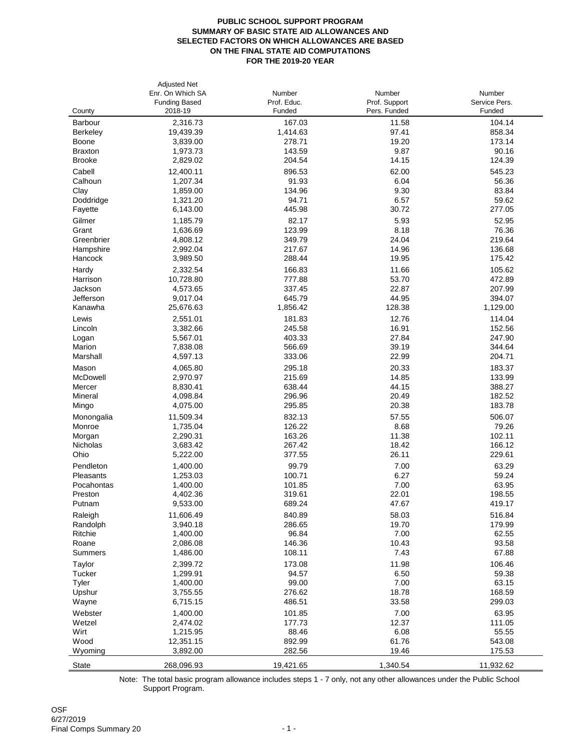# PUBLIC SCHOOL SUPPORT PROGRAM
## SUMMARY OF BASIC STATE AID ALLOWANCES AND SELECTED FACTORS ON WHICH ALLOWANCES ARE BASED ON THE FINAL STATE AID COMPUTATIONS FOR THE 2019-20 YEAR

| County | Adjusted Net Enr. On Which SA Funding Based 2018-19 | Number Prof. Educ. Funded | Number Prof. Support Pers. Funded | Number Service Pers. Funded |
|---|---|---|---|---|
| Barbour | 2,316.73 | 167.03 | 11.58 | 104.14 |
| Berkeley | 19,439.39 | 1,414.63 | 97.41 | 858.34 |
| Boone | 3,839.00 | 278.71 | 19.20 | 173.14 |
| Braxton | 1,973.73 | 143.59 | 9.87 | 90.16 |
| Brooke | 2,829.02 | 204.54 | 14.15 | 124.39 |
| Cabell | 12,400.11 | 896.53 | 62.00 | 545.23 |
| Calhoun | 1,207.34 | 91.93 | 6.04 | 56.36 |
| Clay | 1,859.00 | 134.96 | 9.30 | 83.84 |
| Doddridge | 1,321.20 | 94.71 | 6.57 | 59.62 |
| Fayette | 6,143.00 | 445.98 | 30.72 | 277.05 |
| Gilmer | 1,185.79 | 82.17 | 5.93 | 52.95 |
| Grant | 1,636.69 | 123.99 | 8.18 | 76.36 |
| Greenbrier | 4,808.12 | 349.79 | 24.04 | 219.64 |
| Hampshire | 2,992.04 | 217.67 | 14.96 | 136.68 |
| Hancock | 3,989.50 | 288.44 | 19.95 | 175.42 |
| Hardy | 2,332.54 | 166.83 | 11.66 | 105.62 |
| Harrison | 10,728.80 | 777.88 | 53.70 | 472.89 |
| Jackson | 4,573.65 | 337.45 | 22.87 | 207.99 |
| Jefferson | 9,017.04 | 645.79 | 44.95 | 394.07 |
| Kanawha | 25,676.63 | 1,856.42 | 128.38 | 1,129.00 |
| Lewis | 2,551.01 | 181.83 | 12.76 | 114.04 |
| Lincoln | 3,382.66 | 245.58 | 16.91 | 152.56 |
| Logan | 5,567.01 | 403.33 | 27.84 | 247.90 |
| Marion | 7,838.08 | 566.69 | 39.19 | 344.64 |
| Marshall | 4,597.13 | 333.06 | 22.99 | 204.71 |
| Mason | 4,065.80 | 295.18 | 20.33 | 183.37 |
| McDowell | 2,970.97 | 215.69 | 14.85 | 133.99 |
| Mercer | 8,830.41 | 638.44 | 44.15 | 388.27 |
| Mineral | 4,098.84 | 296.96 | 20.49 | 182.52 |
| Mingo | 4,075.00 | 295.85 | 20.38 | 183.78 |
| Monongalia | 11,509.34 | 832.13 | 57.55 | 506.07 |
| Monroe | 1,735.04 | 126.22 | 8.68 | 79.26 |
| Morgan | 2,290.31 | 163.26 | 11.38 | 102.11 |
| Nicholas | 3,683.42 | 267.42 | 18.42 | 166.12 |
| Ohio | 5,222.00 | 377.55 | 26.11 | 229.61 |
| Pendleton | 1,400.00 | 99.79 | 7.00 | 63.29 |
| Pleasants | 1,253.03 | 100.71 | 6.27 | 59.24 |
| Pocahontas | 1,400.00 | 101.85 | 7.00 | 63.95 |
| Preston | 4,402.36 | 319.61 | 22.01 | 198.55 |
| Putnam | 9,533.00 | 689.24 | 47.67 | 419.17 |
| Raleigh | 11,606.49 | 840.89 | 58.03 | 516.84 |
| Randolph | 3,940.18 | 286.65 | 19.70 | 179.99 |
| Ritchie | 1,400.00 | 96.84 | 7.00 | 62.55 |
| Roane | 2,086.08 | 146.36 | 10.43 | 93.58 |
| Summers | 1,486.00 | 108.11 | 7.43 | 67.88 |
| Taylor | 2,399.72 | 173.08 | 11.98 | 106.46 |
| Tucker | 1,299.91 | 94.57 | 6.50 | 59.38 |
| Tyler | 1,400.00 | 99.00 | 7.00 | 63.15 |
| Upshur | 3,755.55 | 276.62 | 18.78 | 168.59 |
| Wayne | 6,715.15 | 486.51 | 33.58 | 299.03 |
| Webster | 1,400.00 | 101.85 | 7.00 | 63.95 |
| Wetzel | 2,474.02 | 177.73 | 12.37 | 111.05 |
| Wirt | 1,215.95 | 88.46 | 6.08 | 55.55 |
| Wood | 12,351.15 | 892.99 | 61.76 | 543.08 |
| Wyoming | 3,892.00 | 282.56 | 19.46 | 175.53 |
| State | 268,096.93 | 19,421.65 | 1,340.54 | 11,932.62 |

Note: The total basic program allowance includes steps 1 - 7 only, not any other allowances under the Public School Support Program.

OSF
6/27/2019
Final Comps Summary 20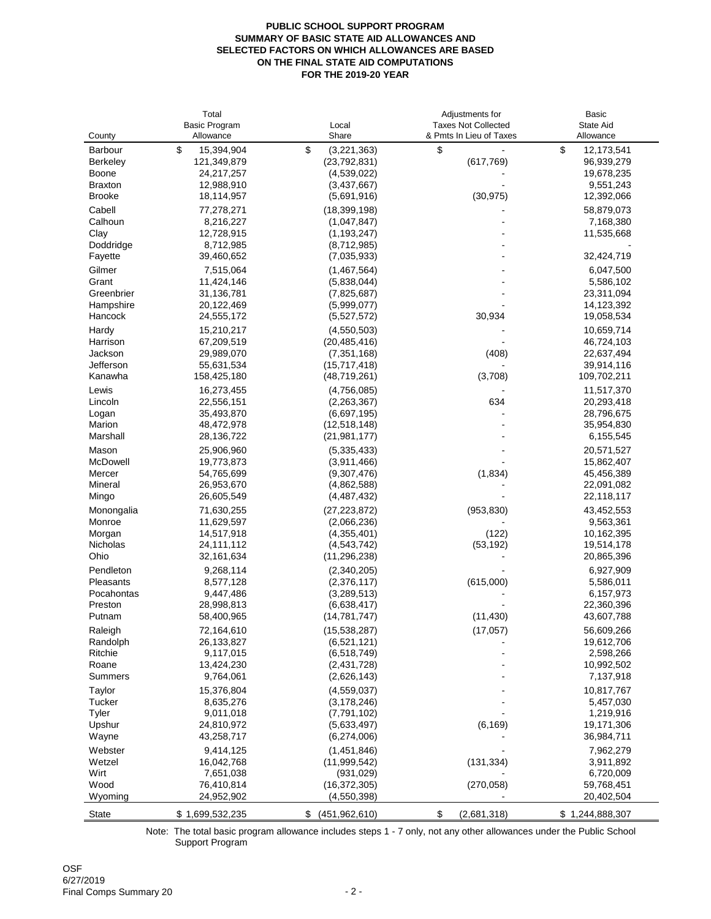**PUBLIC SCHOOL SUPPORT PROGRAM**
**SUMMARY OF BASIC STATE AID ALLOWANCES AND**
**SELECTED FACTORS ON WHICH ALLOWANCES ARE BASED**
**ON THE FINAL STATE AID COMPUTATIONS**
**FOR THE 2019-20 YEAR**

| County | Total Basic Program Allowance | Local Share | Adjustments for Taxes Not Collected & Pmts In Lieu of Taxes | Basic State Aid Allowance |
|---|---|---|---|---|
| Barbour | $ 15,394,904 | $ (3,221,363) | $ - | $ 12,173,541 |
| Berkeley | 121,349,879 | (23,792,831) | (617,769) | 96,939,279 |
| Boone | 24,217,257 | (4,539,022) | - | 19,678,235 |
| Braxton | 12,988,910 | (3,437,667) | - | 9,551,243 |
| Brooke | 18,114,957 | (5,691,916) | (30,975) | 12,392,066 |
| Cabell | 77,278,271 | (18,399,198) | - | 58,879,073 |
| Calhoun | 8,216,227 | (1,047,847) | - | 7,168,380 |
| Clay | 12,728,915 | (1,193,247) | - | 11,535,668 |
| Doddridge | 8,712,985 | (8,712,985) | - | - |
| Fayette | 39,460,652 | (7,035,933) | - | 32,424,719 |
| Gilmer | 7,515,064 | (1,467,564) | - | 6,047,500 |
| Grant | 11,424,146 | (5,838,044) | - | 5,586,102 |
| Greenbrier | 31,136,781 | (7,825,687) | - | 23,311,094 |
| Hampshire | 20,122,469 | (5,999,077) | - | 14,123,392 |
| Hancock | 24,555,172 | (5,527,572) | 30,934 | 19,058,534 |
| Hardy | 15,210,217 | (4,550,503) | - | 10,659,714 |
| Harrison | 67,209,519 | (20,485,416) | - | 46,724,103 |
| Jackson | 29,989,070 | (7,351,168) | (408) | 22,637,494 |
| Jefferson | 55,631,534 | (15,717,418) | - | 39,914,116 |
| Kanawha | 158,425,180 | (48,719,261) | (3,708) | 109,702,211 |
| Lewis | 16,273,455 | (4,756,085) | - | 11,517,370 |
| Lincoln | 22,556,151 | (2,263,367) | 634 | 20,293,418 |
| Logan | 35,493,870 | (6,697,195) | - | 28,796,675 |
| Marion | 48,472,978 | (12,518,148) | - | 35,954,830 |
| Marshall | 28,136,722 | (21,981,177) | - | 6,155,545 |
| Mason | 25,906,960 | (5,335,433) | - | 20,571,527 |
| McDowell | 19,773,873 | (3,911,466) | - | 15,862,407 |
| Mercer | 54,765,699 | (9,307,476) | (1,834) | 45,456,389 |
| Mineral | 26,953,670 | (4,862,588) | - | 22,091,082 |
| Mingo | 26,605,549 | (4,487,432) | - | 22,118,117 |
| Monongalia | 71,630,255 | (27,223,872) | (953,830) | 43,452,553 |
| Monroe | 11,629,597 | (2,066,236) | - | 9,563,361 |
| Morgan | 14,517,918 | (4,355,401) | (122) | 10,162,395 |
| Nicholas | 24,111,112 | (4,543,742) | (53,192) | 19,514,178 |
| Ohio | 32,161,634 | (11,296,238) | - | 20,865,396 |
| Pendleton | 9,268,114 | (2,340,205) | - | 6,927,909 |
| Pleasants | 8,577,128 | (2,376,117) | (615,000) | 5,586,011 |
| Pocahontas | 9,447,486 | (3,289,513) | - | 6,157,973 |
| Preston | 28,998,813 | (6,638,417) | - | 22,360,396 |
| Putnam | 58,400,965 | (14,781,747) | (11,430) | 43,607,788 |
| Raleigh | 72,164,610 | (15,538,287) | (17,057) | 56,609,266 |
| Randolph | 26,133,827 | (6,521,121) | - | 19,612,706 |
| Ritchie | 9,117,015 | (6,518,749) | - | 2,598,266 |
| Roane | 13,424,230 | (2,431,728) | - | 10,992,502 |
| Summers | 9,764,061 | (2,626,143) | - | 7,137,918 |
| Taylor | 15,376,804 | (4,559,037) | - | 10,817,767 |
| Tucker | 8,635,276 | (3,178,246) | - | 5,457,030 |
| Tyler | 9,011,018 | (7,791,102) | - | 1,219,916 |
| Upshur | 24,810,972 | (5,633,497) | (6,169) | 19,171,306 |
| Wayne | 43,258,717 | (6,274,006) | - | 36,984,711 |
| Webster | 9,414,125 | (1,451,846) | - | 7,962,279 |
| Wetzel | 16,042,768 | (11,999,542) | (131,334) | 3,911,892 |
| Wirt | 7,651,038 | (931,029) | - | 6,720,009 |
| Wood | 76,410,814 | (16,372,305) | (270,058) | 59,768,451 |
| Wyoming | 24,952,902 | (4,550,398) | - | 20,402,504 |
| State | $ 1,699,532,235 | $ (451,962,610) | $ (2,681,318) | $ 1,244,888,307 |

Note: The total basic program allowance includes steps 1 - 7 only, not any other allowances under the Public School Support Program

OSF
6/27/2019
Final Comps Summary 20